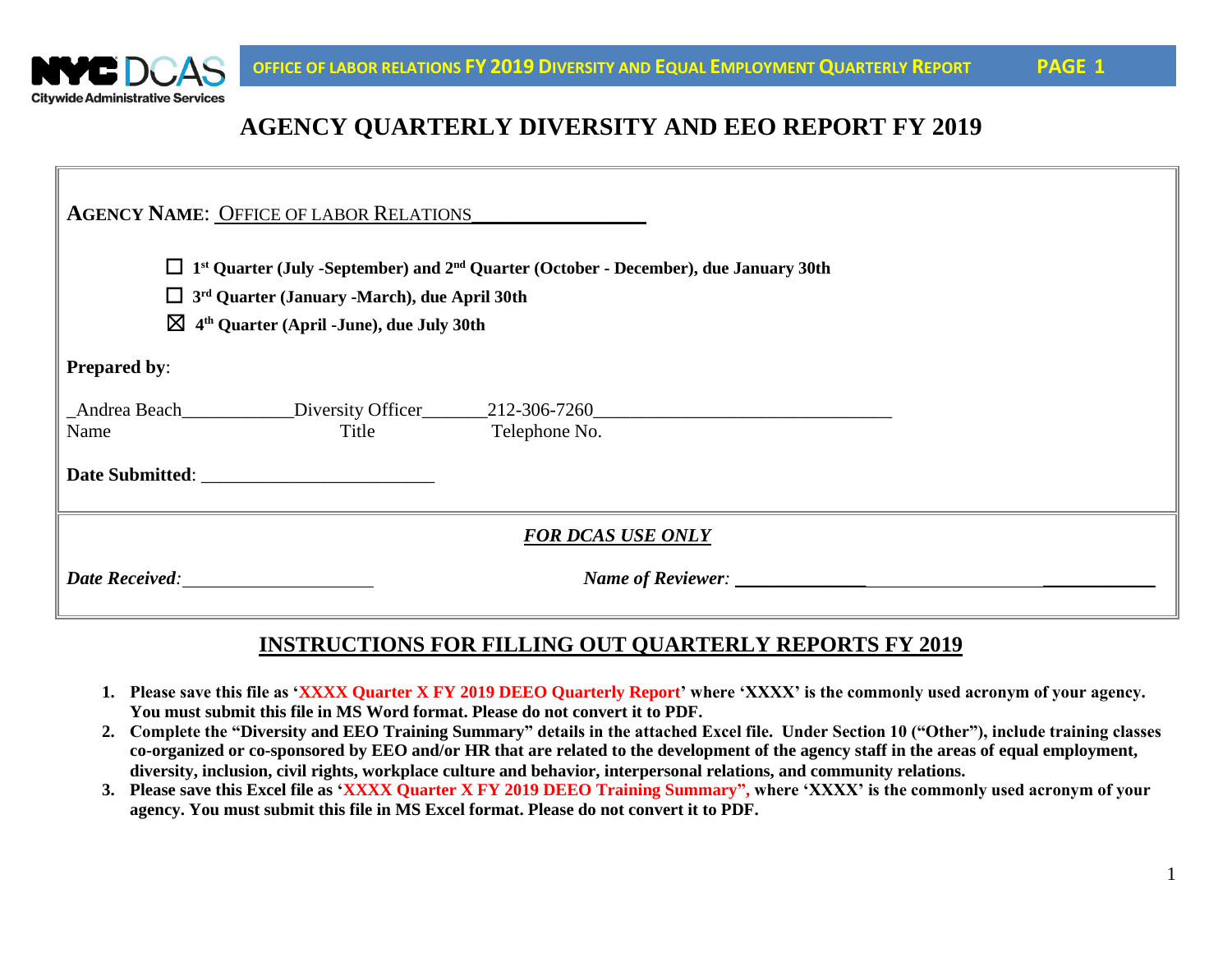# AGENCY QUARTERLY DIVERSITY AND EEO REPORT FY 2019

**AGENCY NAME**: OFFICE OF LABOR RELATIONS

☐ **1st Quarter (July -September) and 2nd Quarter (October - December), due January 30th**

☐ **3rd Quarter (January -March), due April 30th**

☒ **4th Quarter (April -June), due July 30th**

**Prepared by**:

| Andrea Beach | Diversity Officer | 212-306-7260 |
|---|---|---|
| Name | Title | Telephone No. |

**Date Submitted**: ________________________

***FOR DCAS USE ONLY***

***Date Received***: ____________________ ***Name of Reviewer***: ____________________

## INSTRUCTIONS FOR FILLING OUT QUARTERLY REPORTS FY 2019

1. **Please save this file as 'XXXX Quarter X FY 2019 DEEO Quarterly Report' where 'XXXX' is the commonly used acronym of your agency. You must submit this file in MS Word format. Please do not convert it to PDF.**
2. **Complete the "Diversity and EEO Training Summary" details in the attached Excel file. Under Section 10 ("Other"), include training classes co-organized or co-sponsored by EEO and/or HR that are related to the development of the agency staff in the areas of equal employment, diversity, inclusion, civil rights, workplace culture and behavior, interpersonal relations, and community relations.**
3. **Please save this Excel file as 'XXXX Quarter X FY 2019 DEEO Training Summary", where 'XXXX' is the commonly used acronym of your agency. You must submit this file in MS Excel format. Please do not convert it to PDF.**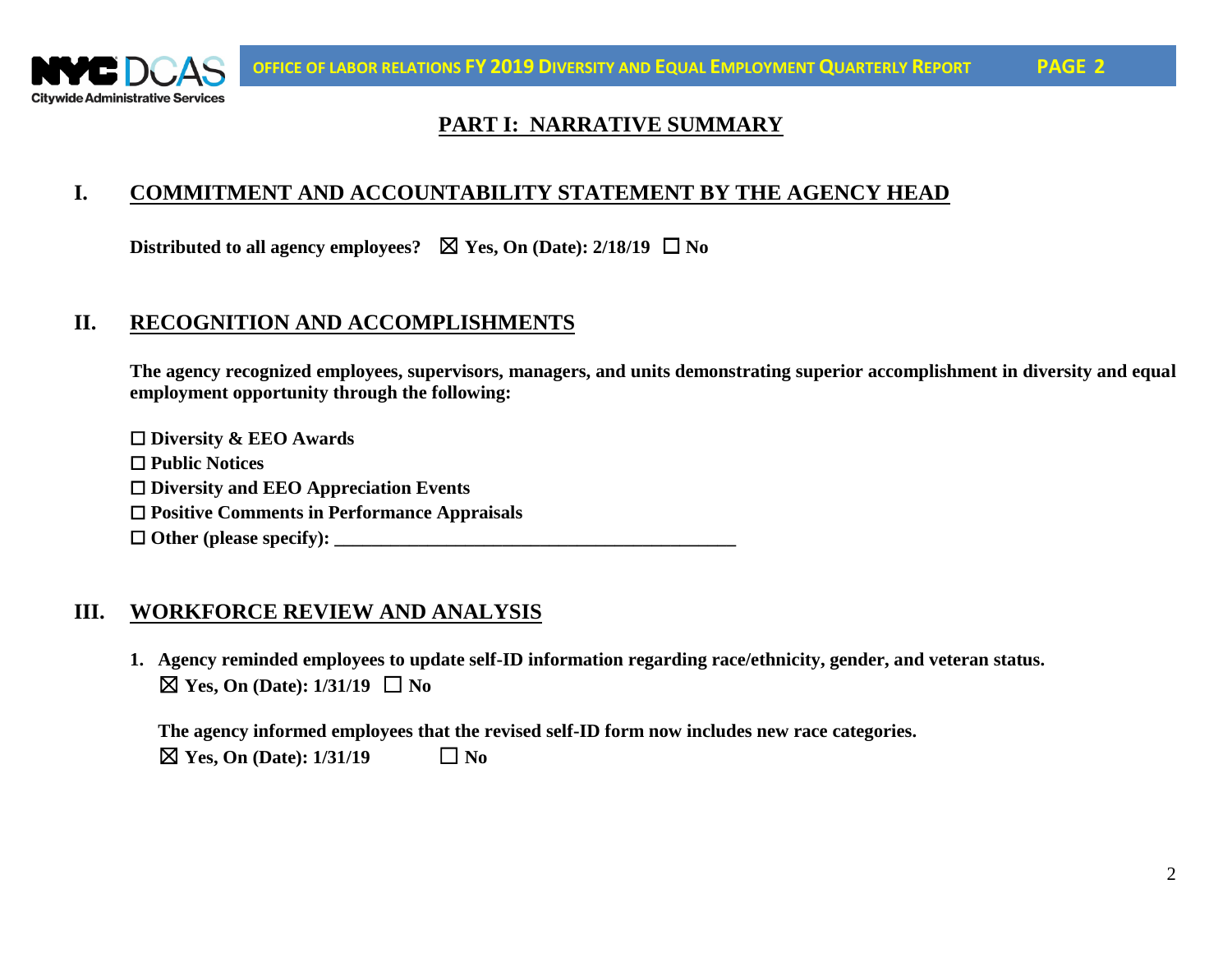## PART I: NARRATIVE SUMMARY

### I. COMMITMENT AND ACCOUNTABILITY STATEMENT BY THE AGENCY HEAD

**Distributed to all agency employees? ☒ Yes, On (Date): 2/18/19 ☐ No**

### II. RECOGNITION AND ACCOMPLISHMENTS

**The agency recognized employees, supervisors, managers, and units demonstrating superior accomplishment in diversity and equal employment opportunity through the following:**

☐ **Diversity & EEO Awards**
☐ **Public Notices**
☐ **Diversity and EEO Appreciation Events**
☐ **Positive Comments in Performance Appraisals**
☐ **Other (please specify): ___________________________________________**

### III. WORKFORCE REVIEW AND ANALYSIS

1. **Agency reminded employees to update self-ID information regarding race/ethnicity, gender, and veteran status.**
   ☒ **Yes, On (Date): 1/31/19** ☐ **No**

   **The agency informed employees that the revised self-ID form now includes new race categories.**
   ☒ **Yes, On (Date): 1/31/19** ☐ **No**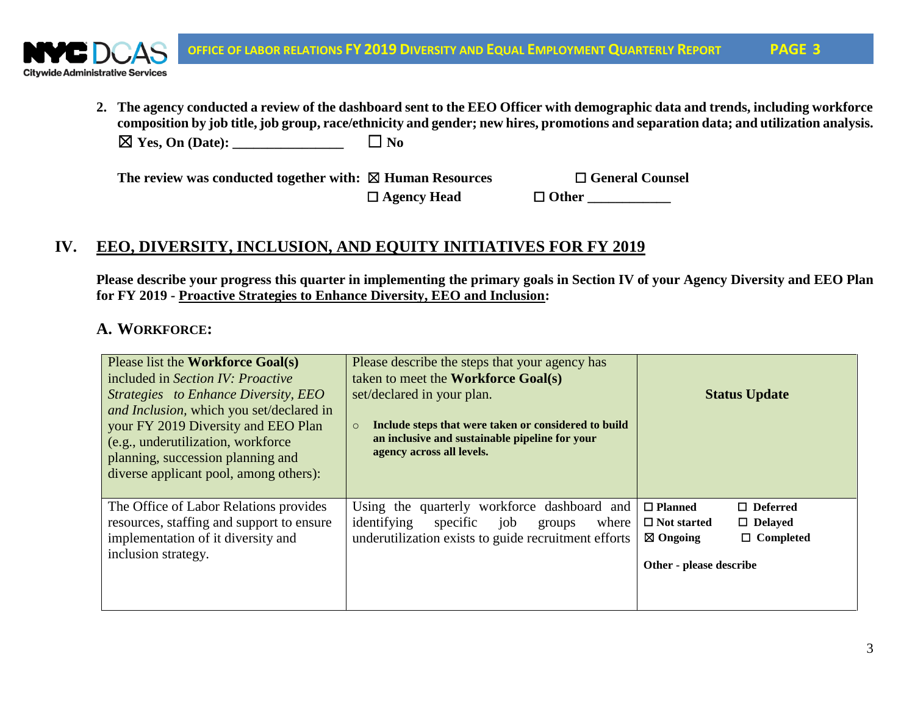2. **The agency conducted a review of the dashboard sent to the EEO Officer with demographic data and trends, including workforce composition by job title, job group, race/ethnicity and gender; new hires, promotions and separation data; and utilization analysis.**
   **☒ Yes, On (Date): \_\_\_\_\_\_\_\_\_\_\_\_\_\_\_\_** **☐ No**

   **The review was conducted together with:** **☒ Human Resources** **☐ General Counsel**
   **☐ Agency Head** **☐ Other \_\_\_\_\_\_\_\_\_\_\_\_**

## IV. EEO, DIVERSITY, INCLUSION, AND EQUITY INITIATIVES FOR FY 2019

**Please describe your progress this quarter in implementing the primary goals in Section IV of your Agency Diversity and EEO Plan for FY 2019 - Proactive Strategies to Enhance Diversity, EEO and Inclusion:**

### A. WORKFORCE:

| Please list the **Workforce Goal(s)** included in *Section IV: Proactive Strategies to Enhance Diversity, EEO and Inclusion,* which you set/declared in your FY 2019 Diversity and EEO Plan (e.g., underutilization, workforce planning, succession planning and diverse applicant pool, among others): | Please describe the steps that your agency has taken to meet the **Workforce Goal(s)** set/declared in your plan.<br>○ **Include steps that were taken or considered to build an inclusive and sustainable pipeline for your agency across all levels.** | **Status Update** |
|---|---|---|
| The Office of Labor Relations provides resources, staffing and support to ensure implementation of it diversity and inclusion strategy. | Using the quarterly workforce dashboard and identifying specific job groups where underutilization exists to guide recruitment efforts | **☐ Planned** **☐ Deferred**<br>**☐ Not started** **☐ Delayed**<br>**☒ Ongoing** **☐ Completed**<br><br>**Other - please describe** |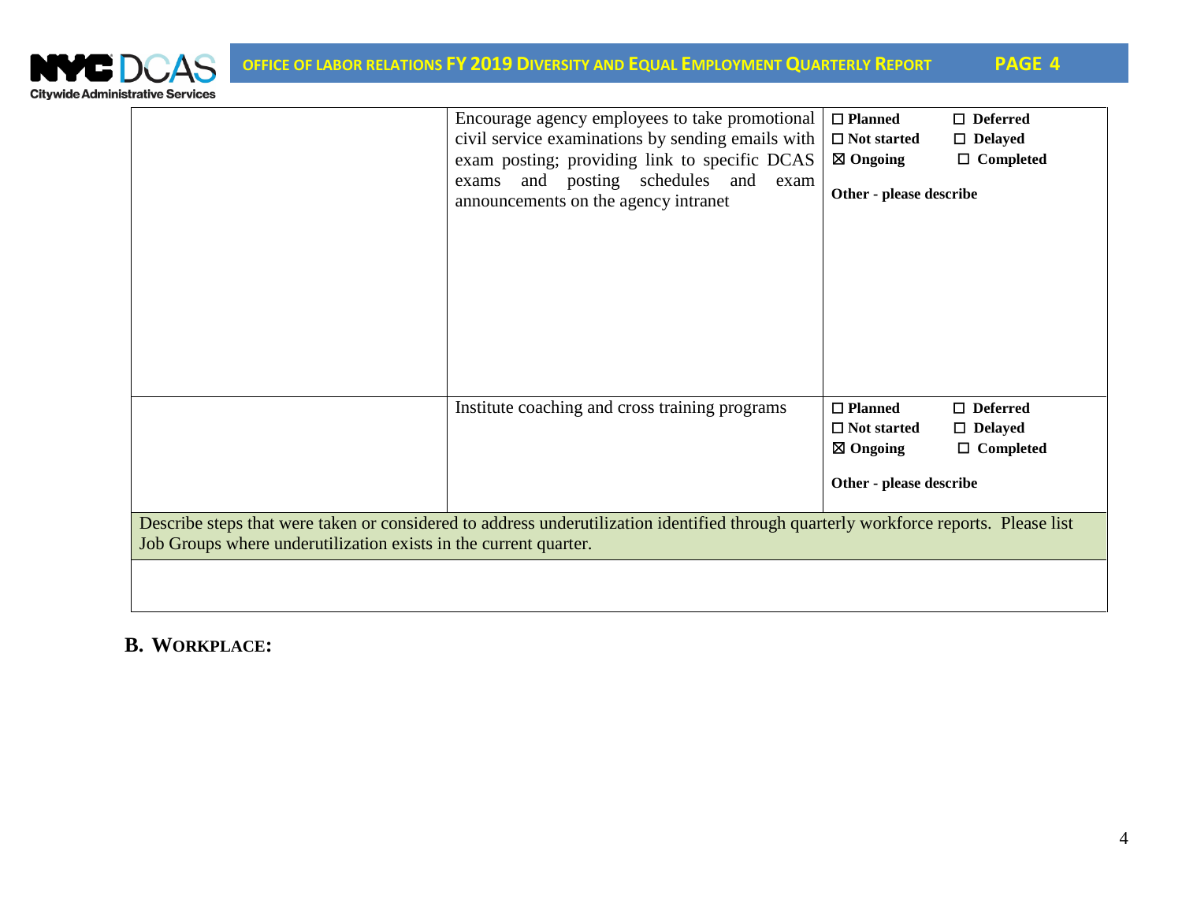|  |  |  |
|---|---|---|
|  | Encourage agency employees to take promotional civil service examinations by sending emails with exam posting; providing link to specific DCAS exams and posting schedules and exam announcements on the agency intranet | ☐ **Planned** ☐ **Deferred**<br>☐ **Not started** ☐ **Delayed**<br>☒ **Ongoing** ☐ **Completed**<br><br>**Other - please describe** |
|  | Institute coaching and cross training programs | ☐ **Planned** ☐ **Deferred**<br>☐ **Not started** ☐ **Delayed**<br>☒ **Ongoing** ☐ **Completed**<br><br>**Other - please describe** |
| Describe steps that were taken or considered to address underutilization identified through quarterly workforce reports. Please list Job Groups where underutilization exists in the current quarter. | | |
|  | | |

## B. WORKPLACE: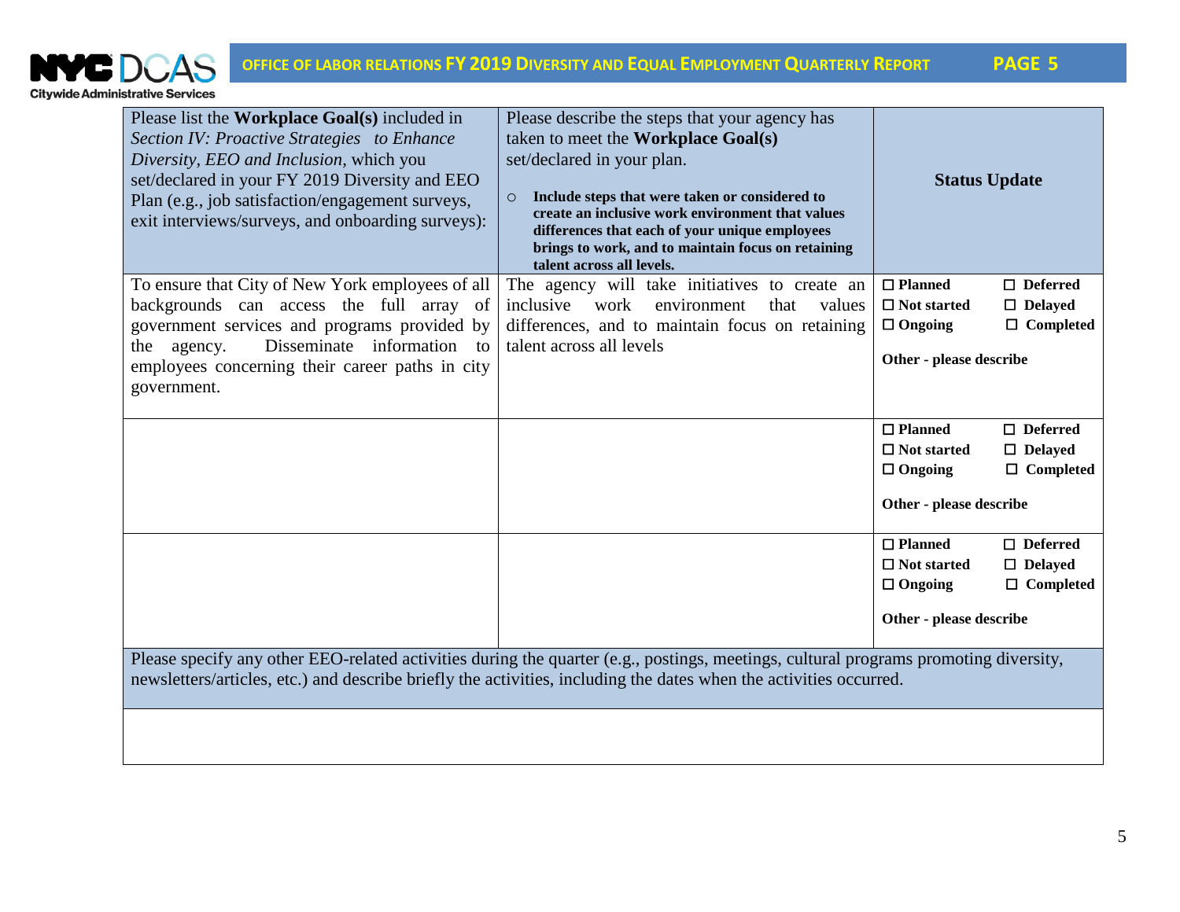| Please list the **Workplace Goal(s)** included in *Section IV: Proactive Strategies to Enhance Diversity, EEO and Inclusion*, which you set/declared in your FY 2019 Diversity and EEO Plan (e.g., job satisfaction/engagement surveys, exit interviews/surveys, and onboarding surveys): | Please describe the steps that your agency has taken to meet the **Workplace Goal(s)** set/declared in your plan. <br> ○ **Include steps that were taken or considered to create an inclusive work environment that values differences that each of your unique employees brings to work, and to maintain focus on retaining talent across all levels.** | **Status Update** |
|---|---|---|
| To ensure that City of New York employees of all backgrounds can access the full array of government services and programs provided by the agency. Disseminate information to employees concerning their career paths in city government. | The agency will take initiatives to create an inclusive work environment that values differences, and to maintain focus on retaining talent across all levels | ☐ **Planned** ☐ **Deferred** <br> ☐ **Not started** ☐ **Delayed** <br> ☐ **Ongoing** ☐ **Completed** <br> **Other - please describe** |
| | | ☐ **Planned** ☐ **Deferred** <br> ☐ **Not started** ☐ **Delayed** <br> ☐ **Ongoing** ☐ **Completed** <br> **Other - please describe** |
| | | ☐ **Planned** ☐ **Deferred** <br> ☐ **Not started** ☐ **Delayed** <br> ☐ **Ongoing** ☐ **Completed** <br> **Other - please describe** |

| Please specify any other EEO-related activities during the quarter (e.g., postings, meetings, cultural programs promoting diversity, newsletters/articles, etc.) and describe briefly the activities, including the dates when the activities occurred. |
|---|
| |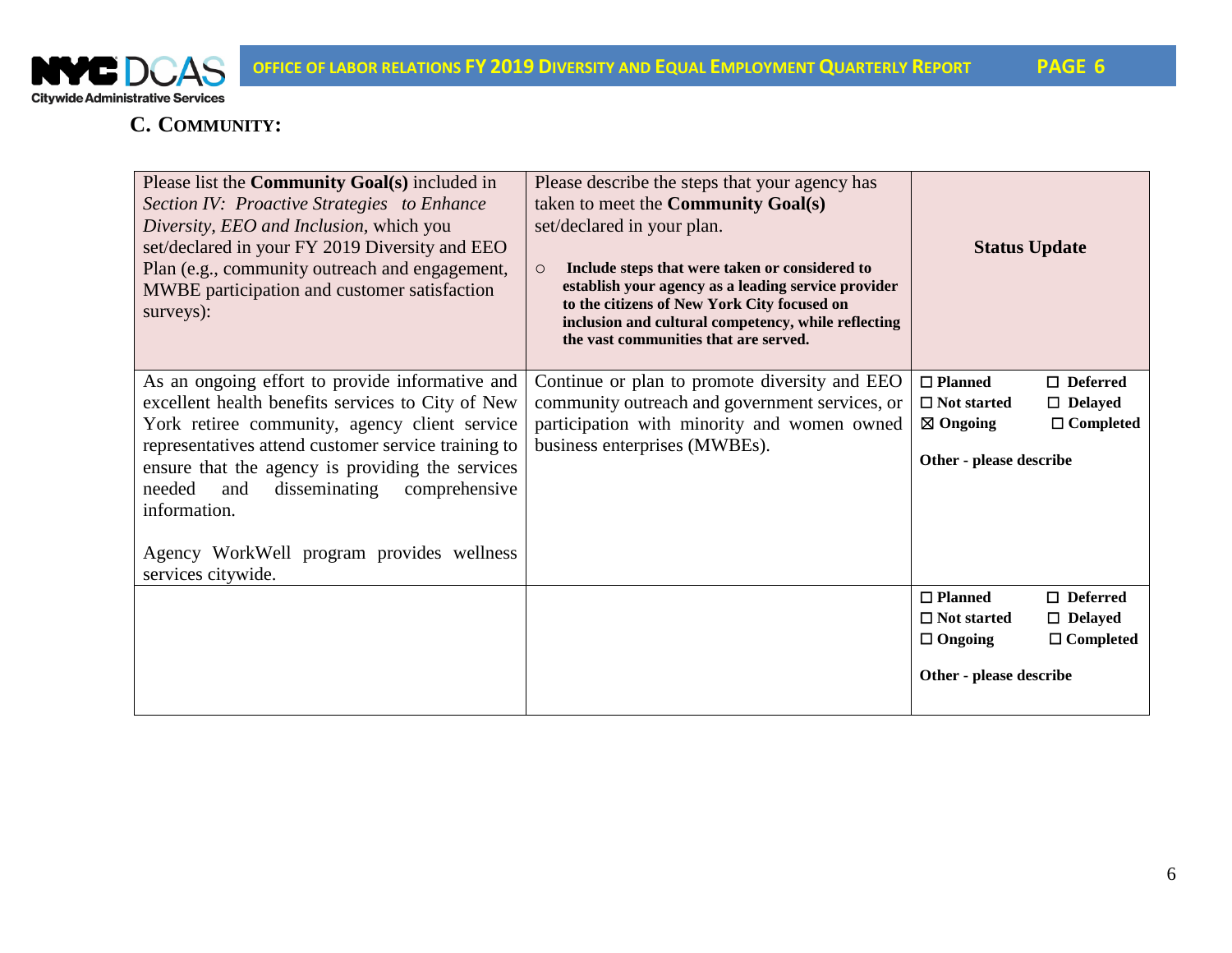## C. Community:

| Please list the **Community Goal(s)** included in *Section IV: Proactive Strategies to Enhance Diversity, EEO and Inclusion,* which you set/declared in your FY 2019 Diversity and EEO Plan (e.g., community outreach and engagement, MWBE participation and customer satisfaction surveys): | Please describe the steps that your agency has taken to meet the **Community Goal(s)** set/declared in your plan.<br><br>○ **Include steps that were taken or considered to establish your agency as a leading service provider to the citizens of New York City focused on inclusion and cultural competency, while reflecting the vast communities that are served.** | **Status Update** |
|---|---|---|
| As an ongoing effort to provide informative and excellent health benefits services to City of New York retiree community, agency client service representatives attend customer service training to ensure that the agency is providing the services needed and disseminating comprehensive information.<br><br>Agency WorkWell program provides wellness services citywide. | Continue or plan to promote diversity and EEO community outreach and government services, or participation with minority and women owned business enterprises (MWBEs). | ☐ **Planned** ☐ **Deferred**<br>☐ **Not started** ☐ **Delayed**<br>☒ **Ongoing** ☐ **Completed**<br><br>**Other - please describe** |
| | | ☐ **Planned** ☐ **Deferred**<br>☐ **Not started** ☐ **Delayed**<br>☐ **Ongoing** ☐ **Completed**<br><br>**Other - please describe** |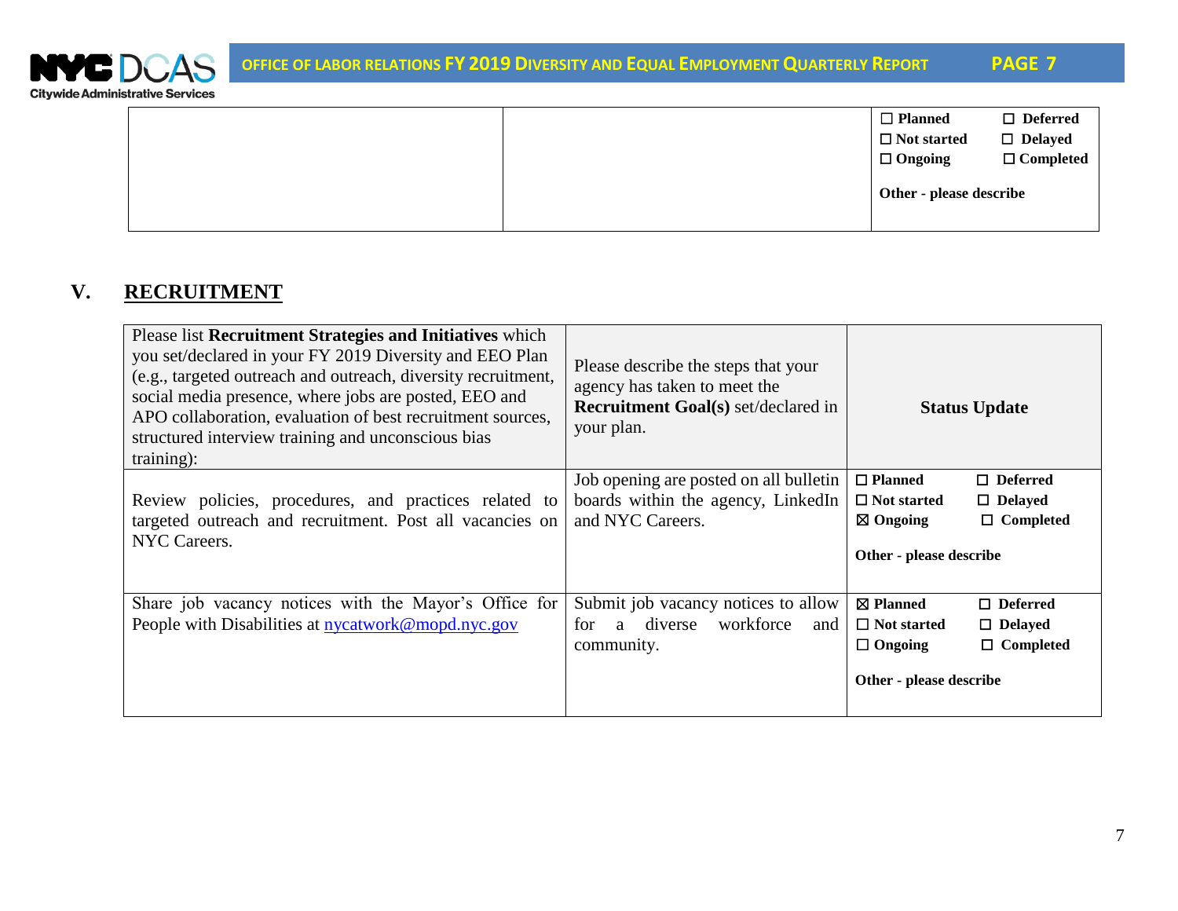| | | ☐ Planned ☐ Deferred<br>☐ Not started ☐ Delayed<br>☐ Ongoing ☐ Completed<br><br>**Other - please describe** |
|---|---|---|

## V. RECRUITMENT

| Please list **Recruitment Strategies and Initiatives** which you set/declared in your FY 2019 Diversity and EEO Plan (e.g., targeted outreach and outreach, diversity recruitment, social media presence, where jobs are posted, EEO and APO collaboration, evaluation of best recruitment sources, structured interview training and unconscious bias training): | Please describe the steps that your agency has taken to meet the **Recruitment Goal(s)** set/declared in your plan. | **Status Update** |
|---|---|---|
| Review policies, procedures, and practices related to targeted outreach and recruitment. Post all vacancies on NYC Careers. | Job opening are posted on all bulletin boards within the agency, LinkedIn and NYC Careers. | ☐ Planned ☐ Deferred<br>☐ Not started ☐ Delayed<br>☒ Ongoing ☐ Completed<br><br>**Other - please describe** |
| Share job vacancy notices with the Mayor's Office for People with Disabilities at nycatwork@mopd.nyc.gov | Submit job vacancy notices to allow for a diverse workforce and community. | ☒ Planned ☐ Deferred<br>☐ Not started ☐ Delayed<br>☐ Ongoing ☐ Completed<br><br>**Other - please describe** |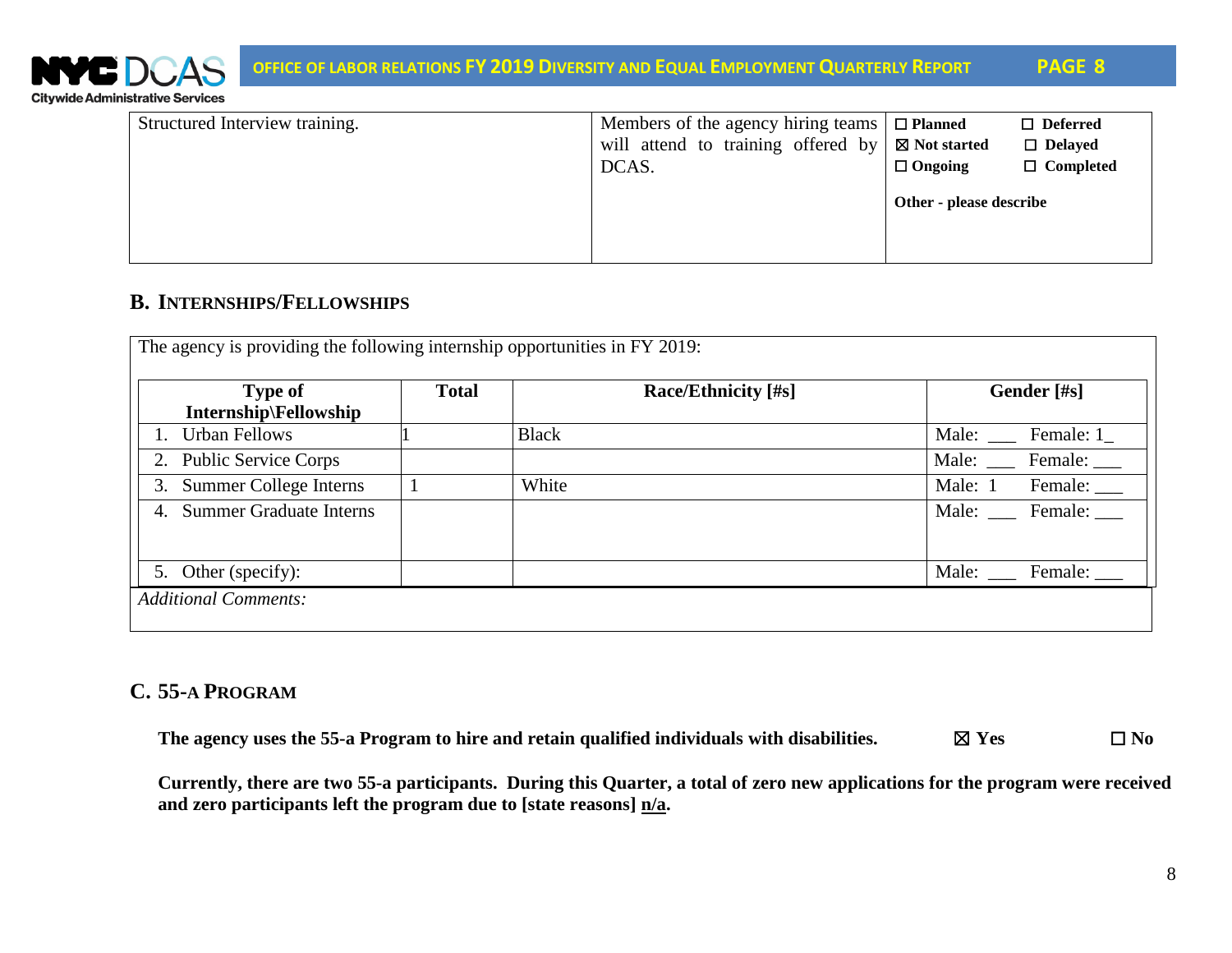| | | |
|---|---|---|
| Structured Interview training. | Members of the agency hiring teams will attend to training offered by DCAS. | ☐ Planned ☐ Deferred<br>☒ Not started ☐ Delayed<br>☐ Ongoing ☐ Completed<br><br>**Other - please describe** |

## B. Internships/Fellowships

The agency is providing the following internship opportunities in FY 2019:

| Type of Internship\Fellowship | Total | Race/Ethnicity [#s] | Gender [#s] |
|---|---|---|---|
| 1. Urban Fellows | 1 | Black | Male: ___ Female: 1_ |
| 2. Public Service Corps | | | Male: ___ Female: ___ |
| 3. Summer College Interns | 1 | White | Male: 1 Female: ___ |
| 4. Summer Graduate Interns | | | Male: ___ Female: ___ |
| 5. Other (specify): | | | Male: ___ Female: ___ |

*Additional Comments:*

## C. 55-a Program

**The agency uses the 55-a Program to hire and retain qualified individuals with disabilities.** ☒ **Yes** ☐ **No**

**Currently, there are two 55-a participants. During this Quarter, a total of zero new applications for the program were received and zero participants left the program due to [state reasons] n/a.**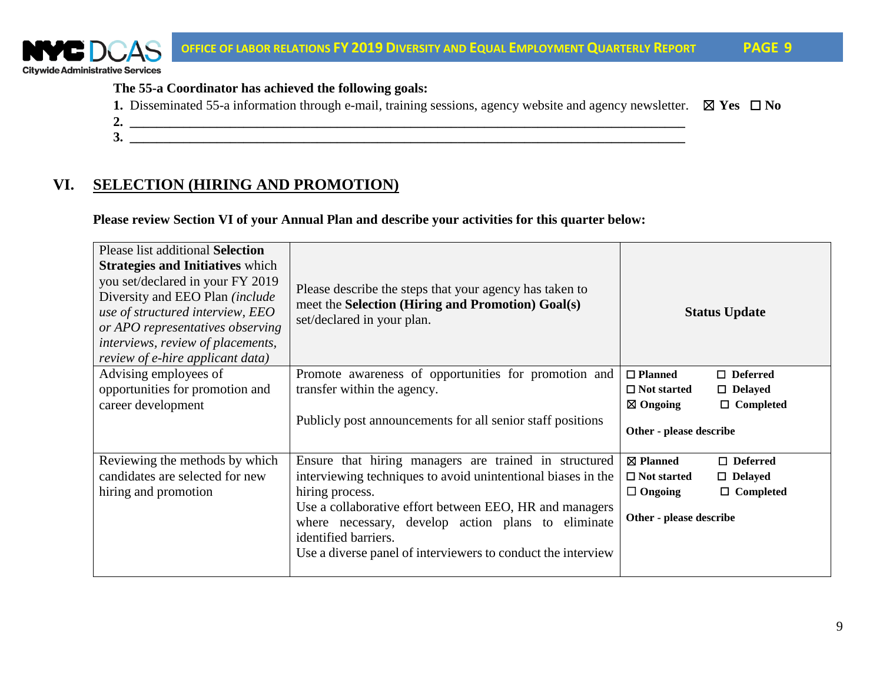**The 55-a Coordinator has achieved the following goals:**

1. Disseminated 55-a information through e-mail, training sessions, agency website and agency newsletter. ☒ **Yes** ☐ **No**
2. ____________________________________________________________________________________
3. ____________________________________________________________________________________

## VI. SELECTION (HIRING AND PROMOTION)

**Please review Section VI of your Annual Plan and describe your activities for this quarter below:**

| Please list additional **Selection Strategies and Initiatives** which you set/declared in your FY 2019 Diversity and EEO Plan *(include use of structured interview, EEO or APO representatives observing interviews, review of placements, review of e-hire applicant data)* | Please describe the steps that your agency has taken to meet the **Selection (Hiring and Promotion) Goal(s)** set/declared in your plan. | **Status Update** |
|---|---|---|
| Advising employees of opportunities for promotion and career development | Promote awareness of opportunities for promotion and transfer within the agency.<br><br>Publicly post announcements for all senior staff positions | ☐ **Planned** ☐ **Deferred**<br>☐ **Not started** ☐ **Delayed**<br>☒ **Ongoing** ☐ **Completed**<br><br>**Other - please describe** |
| Reviewing the methods by which candidates are selected for new hiring and promotion | Ensure that hiring managers are trained in structured interviewing techniques to avoid unintentional biases in the hiring process.<br>Use a collaborative effort between EEO, HR and managers where necessary, develop action plans to eliminate identified barriers.<br>Use a diverse panel of interviewers to conduct the interview | ☒ **Planned** ☐ **Deferred**<br>☐ **Not started** ☐ **Delayed**<br>☐ **Ongoing** ☐ **Completed**<br><br>**Other - please describe** |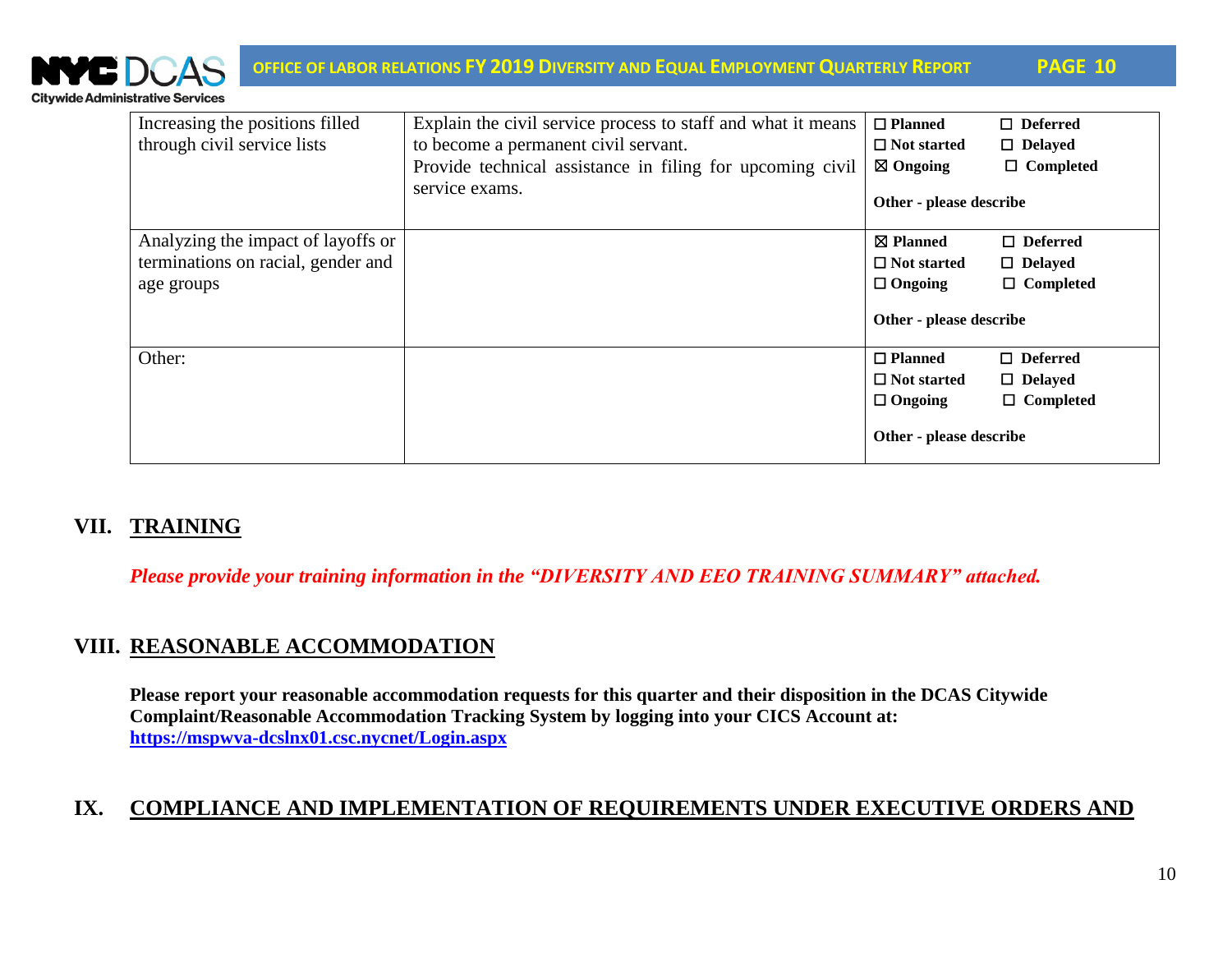| | | |
|---|---|---|
| Increasing the positions filled through civil service lists | Explain the civil service process to staff and what it means to become a permanent civil servant.<br>Provide technical assistance in filing for upcoming civil service exams. | ☐ **Planned** ☐ **Deferred**<br>☐ **Not started** ☐ **Delayed**<br>☒ **Ongoing** ☐ **Completed**<br><br>**Other - please describe** |
| Analyzing the impact of layoffs or terminations on racial, gender and age groups | | ☒ **Planned** ☐ **Deferred**<br>☐ **Not started** ☐ **Delayed**<br>☐ **Ongoing** ☐ **Completed**<br><br>**Other - please describe** |
| Other: | | ☐ **Planned** ☐ **Deferred**<br>☐ **Not started** ☐ **Delayed**<br>☐ **Ongoing** ☐ **Completed**<br><br>**Other - please describe** |

## VII. TRAINING

*Please provide your training information in the "DIVERSITY AND EEO TRAINING SUMMARY" attached.*

## VIII. REASONABLE ACCOMMODATION

**Please report your reasonable accommodation requests for this quarter and their disposition in the DCAS Citywide Complaint/Reasonable Accommodation Tracking System by logging into your CICS Account at: https://mspwva-dcslnx01.csc.nycnet/Login.aspx**

## IX. COMPLIANCE AND IMPLEMENTATION OF REQUIREMENTS UNDER EXECUTIVE ORDERS AND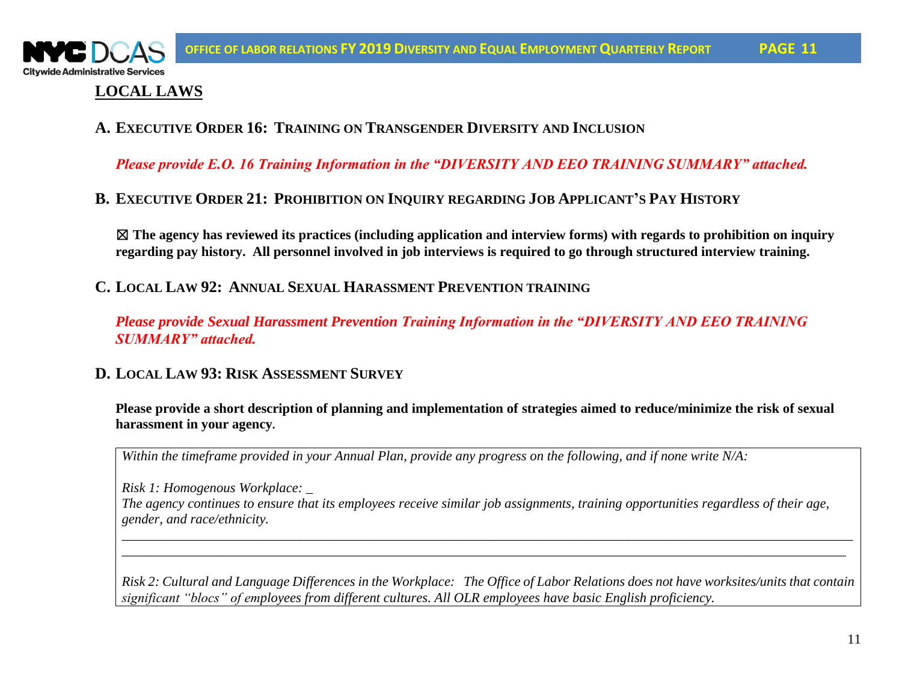## LOCAL LAWS

### A. EXECUTIVE ORDER 16: TRAINING ON TRANSGENDER DIVERSITY AND INCLUSION

***Please provide E.O. 16 Training Information in the "DIVERSITY AND EEO TRAINING SUMMARY" attached.***

### B. EXECUTIVE ORDER 21: PROHIBITION ON INQUIRY REGARDING JOB APPLICANT'S PAY HISTORY

**☒ The agency has reviewed its practices (including application and interview forms) with regards to prohibition on inquiry regarding pay history. All personnel involved in job interviews is required to go through structured interview training.**

### C. LOCAL LAW 92: ANNUAL SEXUAL HARASSMENT PREVENTION TRAINING

***Please provide Sexual Harassment Prevention Training Information in the "DIVERSITY AND EEO TRAINING SUMMARY" attached.***

### D. LOCAL LAW 93: RISK ASSESSMENT SURVEY

**Please provide a short description of planning and implementation of strategies aimed to reduce/minimize the risk of sexual harassment in your agency.**

*Within the timeframe provided in your Annual Plan, provide any progress on the following, and if none write N/A:*

*Risk 1: Homogenous Workplace: _*
*The agency continues to ensure that its employees receive similar job assignments, training opportunities regardless of their age, gender, and race/ethnicity.*

_______________________________________________________________________________________________

*Risk 2: Cultural and Language Differences in the Workplace: The Office of Labor Relations does not have worksites/units that contain significant "blocs" of employees from different cultures. All OLR employees have basic English proficiency.*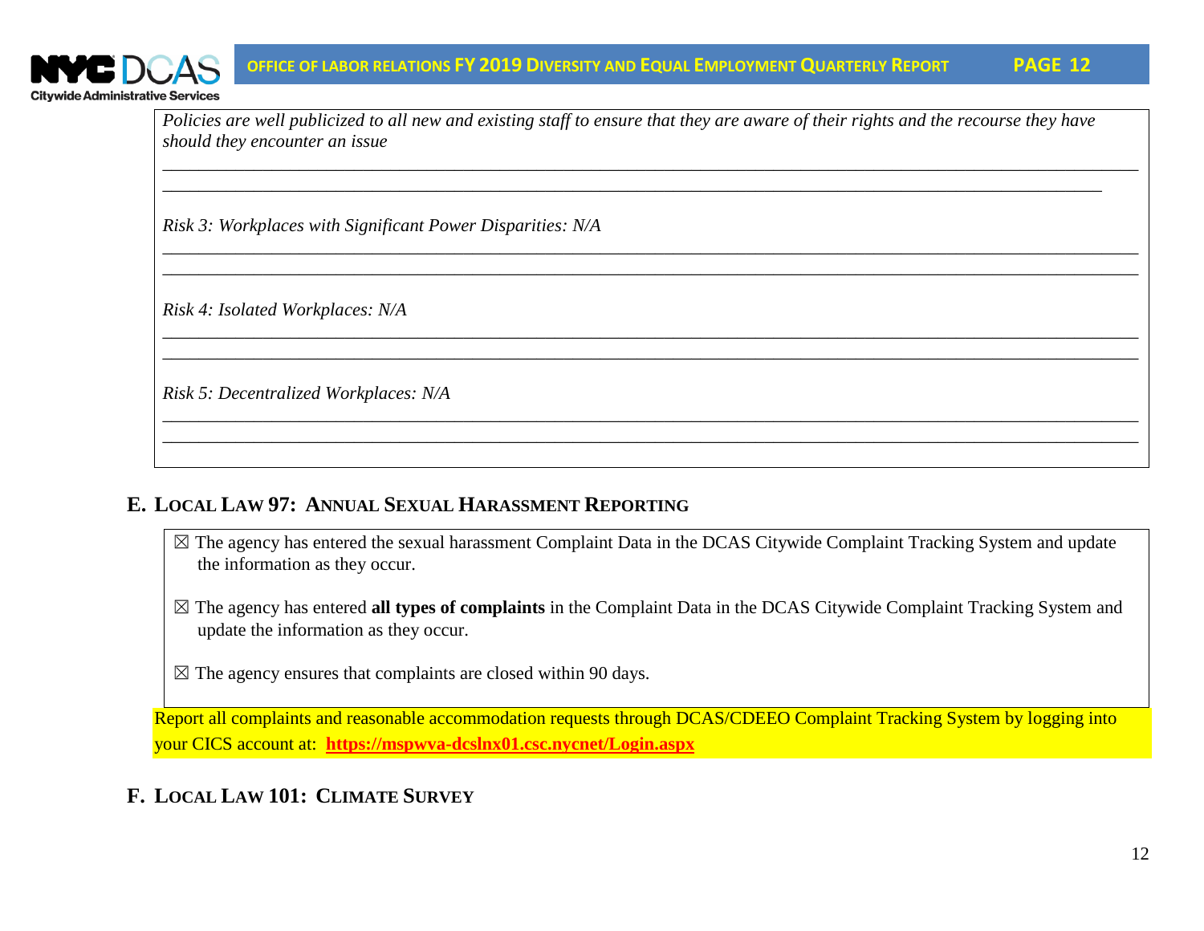*Policies are well publicized to all new and existing staff to ensure that they are aware of their rights and the recourse they have should they encounter an issue*

*Risk 3: Workplaces with Significant Power Disparities: N/A*

*Risk 4: Isolated Workplaces: N/A*

*Risk 5: Decentralized Workplaces: N/A*

## E. Local Law 97: Annual Sexual Harassment Reporting

☒ The agency has entered the sexual harassment Complaint Data in the DCAS Citywide Complaint Tracking System and update the information as they occur.

☒ The agency has entered **all types of complaints** in the Complaint Data in the DCAS Citywide Complaint Tracking System and update the information as they occur.

☒ The agency ensures that complaints are closed within 90 days.

Report all complaints and reasonable accommodation requests through DCAS/CDEEO Complaint Tracking System by logging into your CICS account at: **https://mspwva-dcslnx01.csc.nycnet/Login.aspx**

## F. Local Law 101: Climate Survey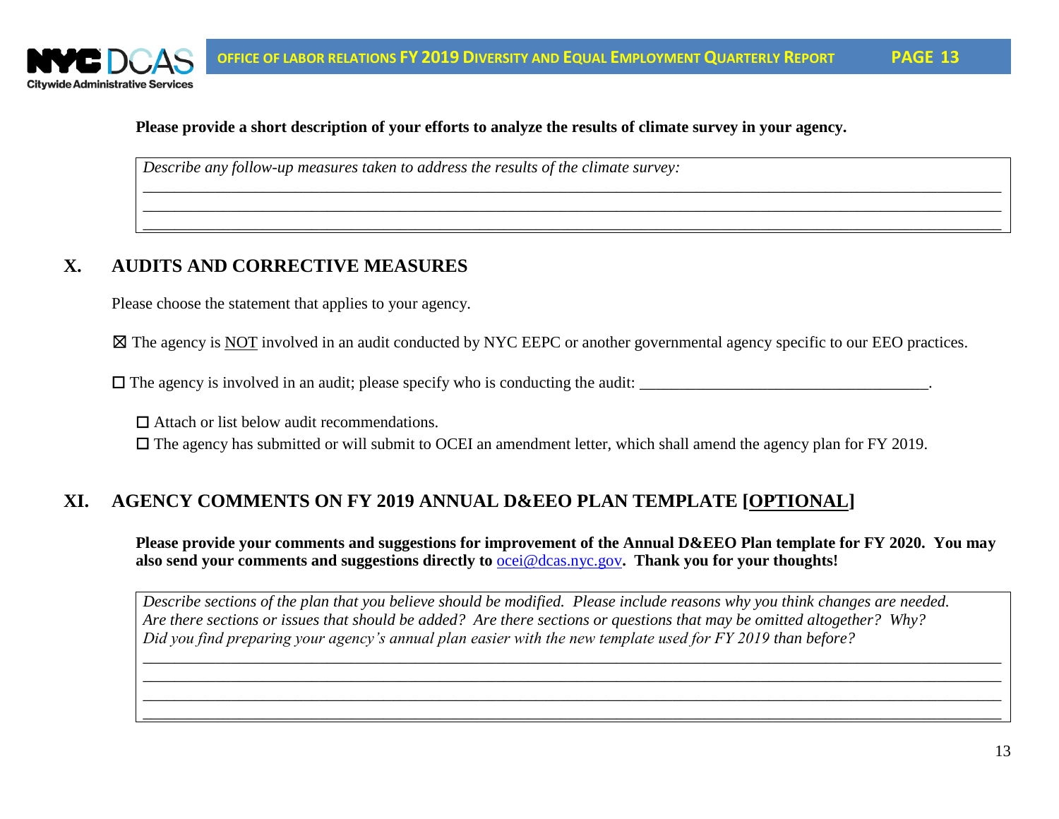**Please provide a short description of your efforts to analyze the results of climate survey in your agency.**

*Describe any follow-up measures taken to address the results of the climate survey:*

________________________________________________________________________________
________________________________________________________________________________
________________________________________________________________________________

## X. AUDITS AND CORRECTIVE MEASURES

Please choose the statement that applies to your agency.

☒ The agency is <u>NOT</u> involved in an audit conducted by NYC EEPC or another governmental agency specific to our EEO practices.

☐ The agency is involved in an audit; please specify who is conducting the audit: ____________________________________.

- ☐ Attach or list below audit recommendations.
- ☐ The agency has submitted or will submit to OCEI an amendment letter, which shall amend the agency plan for FY 2019.

## XI. AGENCY COMMENTS ON FY 2019 ANNUAL D&EEO PLAN TEMPLATE [<u>OPTIONAL</u>]

**Please provide your comments and suggestions for improvement of the Annual D&EEO Plan template for FY 2020. You may also send your comments and suggestions directly to ocei@dcas.nyc.gov. Thank you for your thoughts!**

*Describe sections of the plan that you believe should be modified. Please include reasons why you think changes are needed. Are there sections or issues that should be added? Are there sections or questions that may be omitted altogether? Why? Did you find preparing your agency's annual plan easier with the new template used for FY 2019 than before?*

________________________________________________________________________________
________________________________________________________________________________
________________________________________________________________________________
________________________________________________________________________________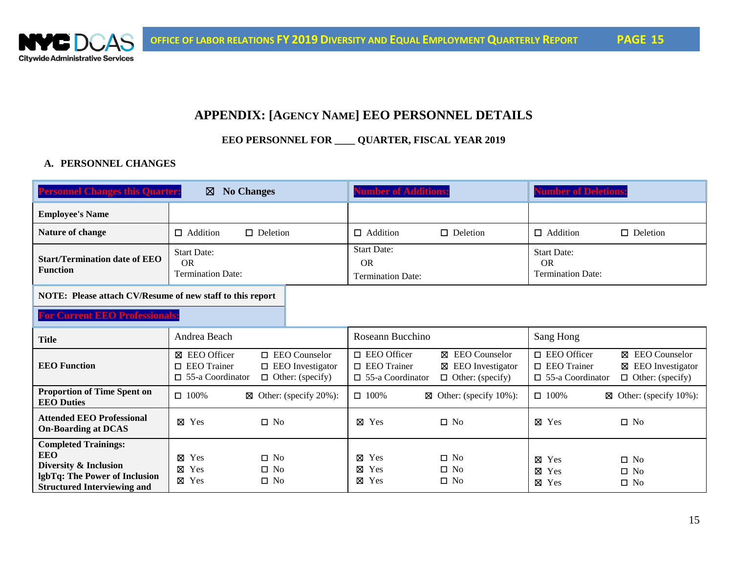## APPENDIX: [AGENCY NAME] EEO PERSONNEL DETAILS

**EEO PERSONNEL FOR ____ QUARTER, FISCAL YEAR 2019**

### A. PERSONNEL CHANGES

| Personnel Changes this Quarter: ☒ No Changes | | Number of Additions: | Number of Deletions: |
|---|---|---|---|
| **Employee's Name** | | | |
| **Nature of change** | ☐ Addition ☐ Deletion | ☐ Addition ☐ Deletion | ☐ Addition ☐ Deletion |
| **Start/Termination date of EEO Function** | Start Date: OR Termination Date: | Start Date: OR Termination Date: | Start Date: OR Termination Date: |

**NOTE: Please attach CV/Resume of new staff to this report**

**For Current EEO Professionals:**

| **Title** | Andrea Beach | Roseann Bucchino | Sang Hong |
|---|---|---|---|
| **EEO Function** | ☒ EEO Officer ☐ EEO Counselor ☐ EEO Trainer ☐ EEO Investigator ☐ 55-a Coordinator ☐ Other: (specify) | ☐ EEO Officer ☒ EEO Counselor ☐ EEO Trainer ☒ EEO Investigator ☐ 55-a Coordinator ☐ Other: (specify) | ☐ EEO Officer ☒ EEO Counselor ☐ EEO Trainer ☒ EEO Investigator ☐ 55-a Coordinator ☐ Other: (specify) |
| **Proportion of Time Spent on EEO Duties** | ☐ 100% ☒ Other: (specify 20%): | ☐ 100% ☒ Other: (specify 10%): | ☐ 100% ☒ Other: (specify 10%): |
| **Attended EEO Professional On-Boarding at DCAS** | ☒ Yes ☐ No | ☒ Yes ☐ No | ☒ Yes ☐ No |
| **Completed Trainings:** **EEO** **Diversity & Inclusion** **lgbTq: The Power of Inclusion** **Structured Interviewing and** | ☒ Yes ☐ No<br>☒ Yes ☐ No<br>☒ Yes ☐ No | ☒ Yes ☐ No<br>☒ Yes ☐ No<br>☒ Yes ☐ No | ☒ Yes ☐ No<br>☒ Yes ☐ No<br>☒ Yes ☐ No |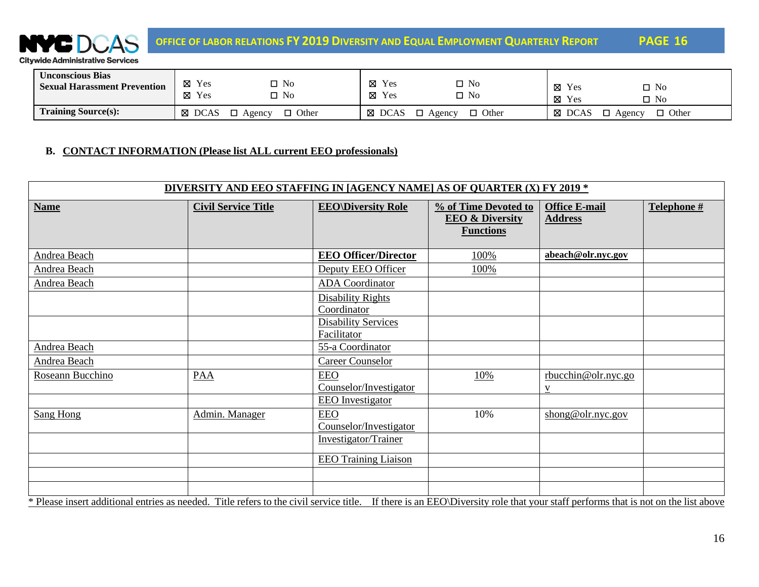| Unconscious Bias<br>Sexual Harassment Prevention | ☒ Yes ☐ No<br>☒ Yes ☐ No | ☒ Yes ☐ No<br>☒ Yes ☐ No | ☒ Yes ☐ No<br>☒ Yes ☐ No |
|---|---|---|---|
| **Training Source(s):** | ☒ DCAS ☐ Agency ☐ Other | ☒ DCAS ☐ Agency ☐ Other | ☒ DCAS ☐ Agency ☐ Other |

**B. CONTACT INFORMATION (Please list ALL current EEO professionals)**

**DIVERSITY AND EEO STAFFING IN [AGENCY NAME] AS OF QUARTER (X) FY 2019 ***

| Name | Civil Service Title | EEO\Diversity Role | % of Time Devoted to EEO & Diversity Functions | Office E-mail Address | Telephone # |
|---|---|---|---|---|---|
| Andrea Beach | | **EEO Officer/Director** | 100% | **abeach@olr.nyc.gov** | |
| Andrea Beach | | Deputy EEO Officer | 100% | | |
| Andrea Beach | | ADA Coordinator | | | |
| | | Disability Rights Coordinator | | | |
| | | Disability Services Facilitator | | | |
| Andrea Beach | | 55-a Coordinator | | | |
| Andrea Beach | | Career Counselor | | | |
| Roseann Bucchino | PAA | EEO Counselor/Investigator | 10% | rbucchin@olr.nyc.gov | |
| | | EEO Investigator | | | |
| Sang Hong | Admin. Manager | EEO Counselor/Investigator | 10% | shong@olr.nyc.gov | |
| | | Investigator/Trainer | | | |
| | | EEO Training Liaison | | | |
| | | | | | |
| | | | | | |

* Please insert additional entries as needed. Title refers to the civil service title. If there is an EEO\Diversity role that your staff performs that is not on the list above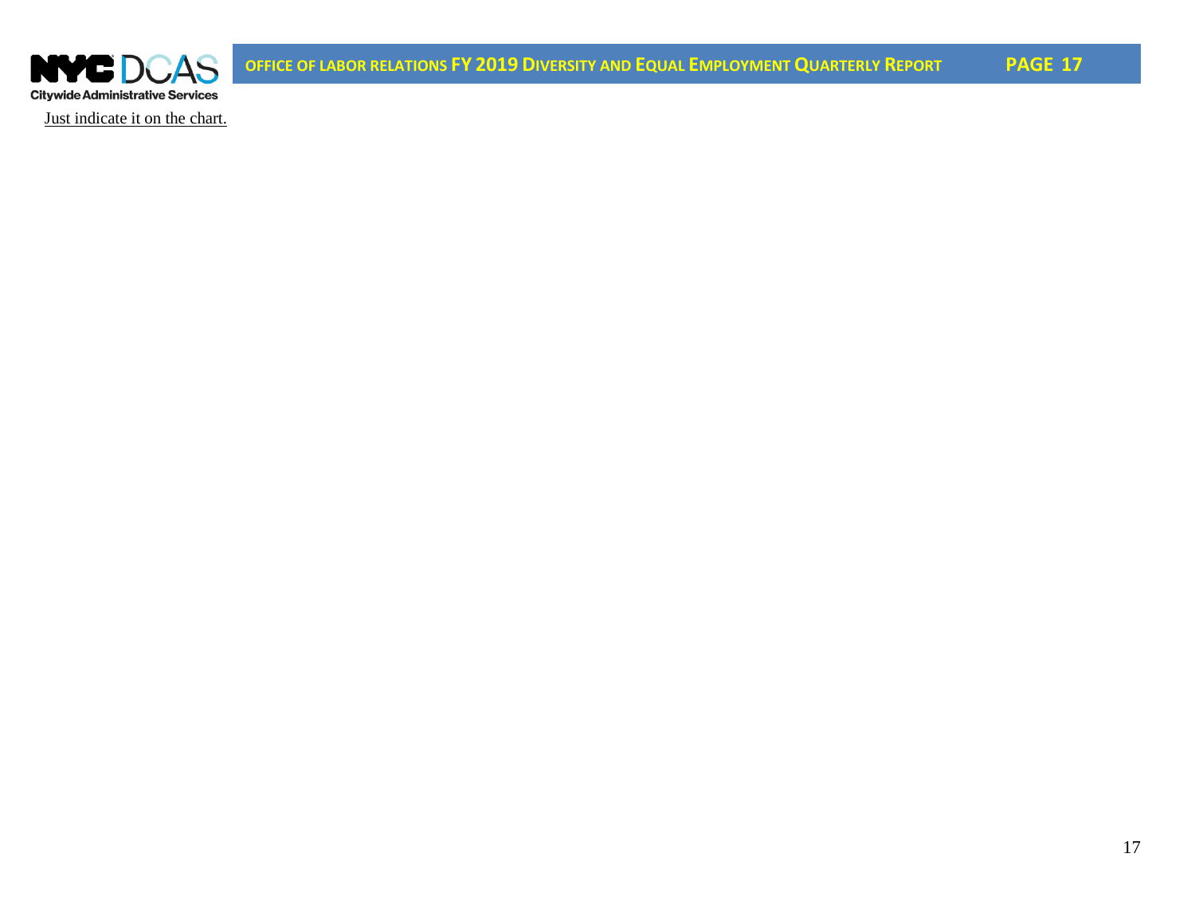Just indicate it on the chart.